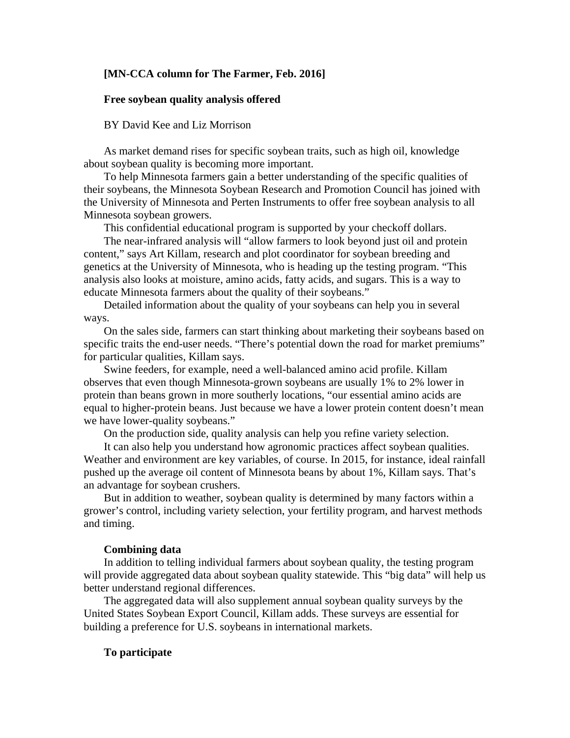**[MN-CCA column for The Farmer, Feb. 2016]**

# Free soybean quality analysis offered

BY David Kee and Liz Morrison

As market demand rises for specific soybean traits, such as high oil, knowledge about soybean quality is becoming more important.

To help Minnesota farmers gain a better understanding of the specific qualities of their soybeans, the Minnesota Soybean Research and Promotion Council has joined with the University of Minnesota and Perten Instruments to offer free soybean analysis to all Minnesota soybean growers.

This confidential educational program is supported by your checkoff dollars.

The near-infrared analysis will "allow farmers to look beyond just oil and protein content," says Art Killam, research and plot coordinator for soybean breeding and genetics at the University of Minnesota, who is heading up the testing program. "This analysis also looks at moisture, amino acids, fatty acids, and sugars. This is a way to educate Minnesota farmers about the quality of their soybeans."

Detailed information about the quality of your soybeans can help you in several ways.

On the sales side, farmers can start thinking about marketing their soybeans based on specific traits the end-user needs. "There's potential down the road for market premiums" for particular qualities, Killam says.

Swine feeders, for example, need a well-balanced amino acid profile. Killam observes that even though Minnesota-grown soybeans are usually 1% to 2% lower in protein than beans grown in more southerly locations, "our essential amino acids are equal to higher-protein beans. Just because we have a lower protein content doesn't mean we have lower-quality soybeans."

On the production side, quality analysis can help you refine variety selection.

It can also help you understand how agronomic practices affect soybean qualities. Weather and environment are key variables, of course. In 2015, for instance, ideal rainfall pushed up the average oil content of Minnesota beans by about 1%, Killam says. That's an advantage for soybean crushers.

But in addition to weather, soybean quality is determined by many factors within a grower's control, including variety selection, your fertility program, and harvest methods and timing.

## Combining data

In addition to telling individual farmers about soybean quality, the testing program will provide aggregated data about soybean quality statewide. This "big data" will help us better understand regional differences.

The aggregated data will also supplement annual soybean quality surveys by the United States Soybean Export Council, Killam adds. These surveys are essential for building a preference for U.S. soybeans in international markets.

## To participate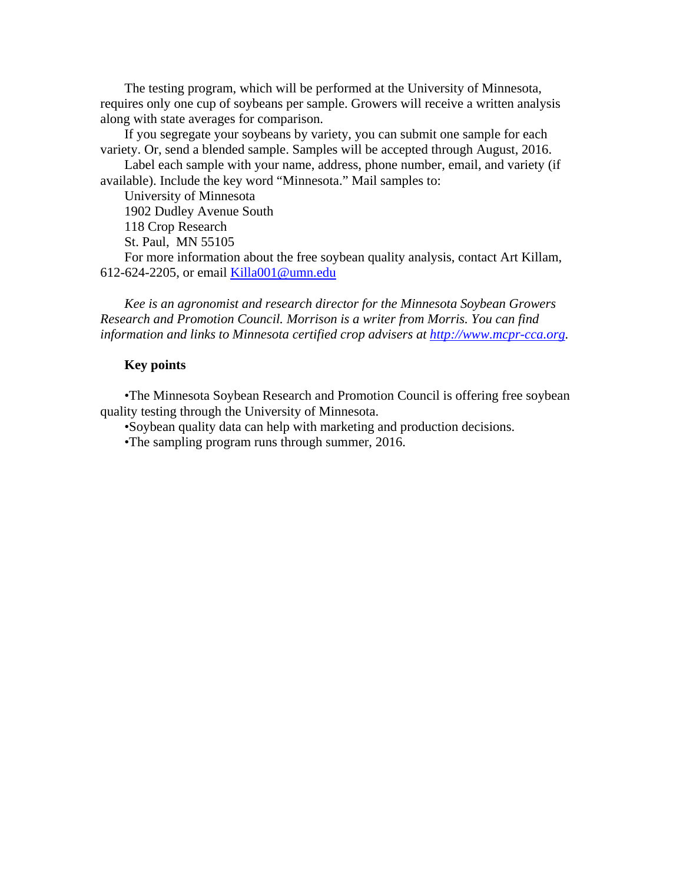The testing program, which will be performed at the University of Minnesota, requires only one cup of soybeans per sample. Growers will receive a written analysis along with state averages for comparison.

If you segregate your soybeans by variety, you can submit one sample for each variety. Or, send a blended sample. Samples will be accepted through August, 2016.

Label each sample with your name, address, phone number, email, and variety (if available). Include the key word "Minnesota." Mail samples to:

University of Minnesota
1902 Dudley Avenue South
118 Crop Research
St. Paul, MN 55105

For more information about the free soybean quality analysis, contact Art Killam, 612-624-2205, or email Killa001@umn.edu

*Kee is an agronomist and research director for the Minnesota Soybean Growers Research and Promotion Council. Morrison is a writer from Morris. You can find information and links to Minnesota certified crop advisers at http://www.mcpr-cca.org.*

**Key points**

•The Minnesota Soybean Research and Promotion Council is offering free soybean quality testing through the University of Minnesota.

•Soybean quality data can help with marketing and production decisions.

•The sampling program runs through summer, 2016.